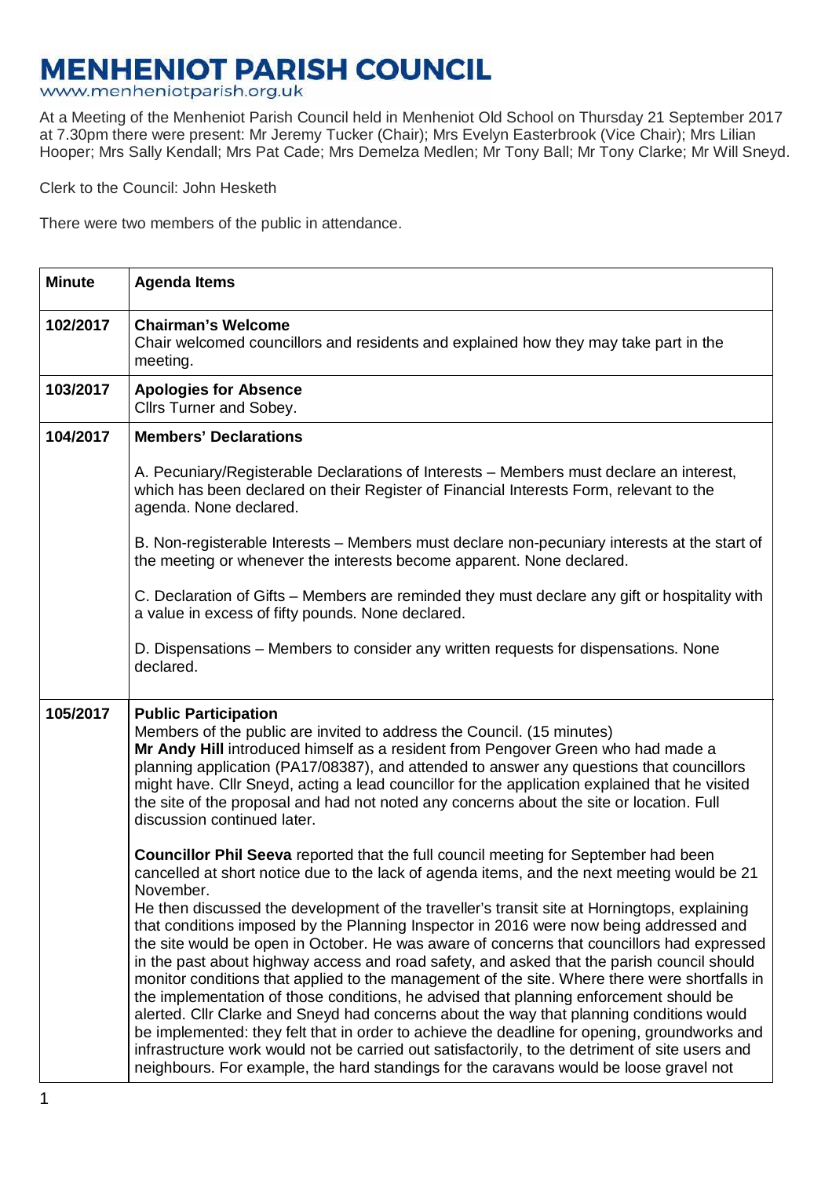# MENHENIOT PARISH COUNCIL

www.menheniotparish.org.uk

At a Meeting of the Menheniot Parish Council held in Menheniot Old School on Thursday 21 September 2017 at 7.30pm there were present: Mr Jeremy Tucker (Chair); Mrs Evelyn Easterbrook (Vice Chair); Mrs Lilian Hooper; Mrs Sally Kendall; Mrs Pat Cade; Mrs Demelza Medlen; Mr Tony Ball; Mr Tony Clarke; Mr Will Sneyd.

Clerk to the Council: John Hesketh

There were two members of the public in attendance.

| Minute | Agenda Items |
|---|---|
| 102/2017 | **Chairman's Welcome**<br>Chair welcomed councillors and residents and explained how they may take part in the meeting. |
| 103/2017 | **Apologies for Absence**<br>Cllrs Turner and Sobey. |
| 104/2017 | **Members' Declarations**<br><br>A. Pecuniary/Registerable Declarations of Interests – Members must declare an interest, which has been declared on their Register of Financial Interests Form, relevant to the agenda. None declared.<br><br>B. Non-registerable Interests – Members must declare non-pecuniary interests at the start of the meeting or whenever the interests become apparent. None declared.<br><br>C. Declaration of Gifts – Members are reminded they must declare any gift or hospitality with a value in excess of fifty pounds. None declared.<br><br>D. Dispensations – Members to consider any written requests for dispensations. None declared. |
| 105/2017 | **Public Participation**<br>Members of the public are invited to address the Council. (15 minutes)<br>**Mr Andy Hill** introduced himself as a resident from Pengover Green who had made a planning application (PA17/08387), and attended to answer any questions that councillors might have. Cllr Sneyd, acting a lead councillor for the application explained that he visited the site of the proposal and had not noted any concerns about the site or location. Full discussion continued later.<br><br>**Councillor Phil Seeva** reported that the full council meeting for September had been cancelled at short notice due to the lack of agenda items, and the next meeting would be 21 November.<br>He then discussed the development of the traveller's transit site at Horningtops, explaining that conditions imposed by the Planning Inspector in 2016 were now being addressed and the site would be open in October. He was aware of concerns that councillors had expressed in the past about highway access and road safety, and asked that the parish council should monitor conditions that applied to the management of the site. Where there were shortfalls in the implementation of those conditions, he advised that planning enforcement should be alerted. Cllr Clarke and Sneyd had concerns about the way that planning conditions would be implemented: they felt that in order to achieve the deadline for opening, groundworks and infrastructure work would not be carried out satisfactorily, to the detriment of site users and neighbours. For example, the hard standings for the caravans would be loose gravel not |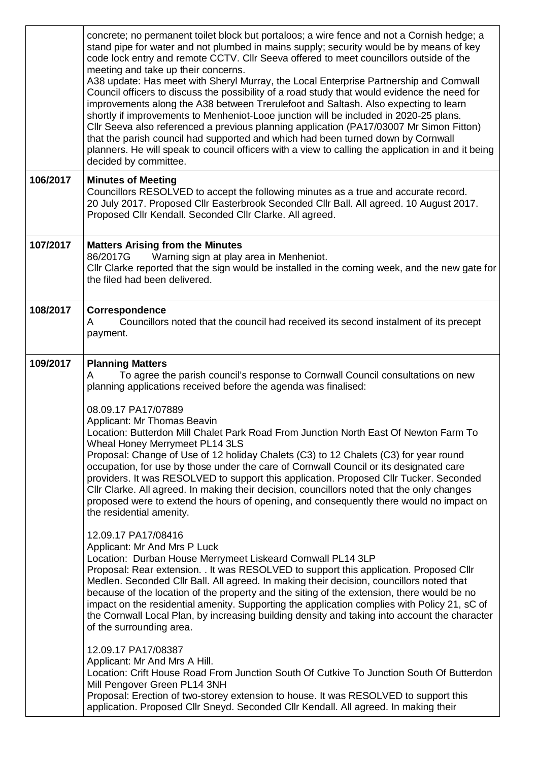| | |
|---|---|
| | concrete; no permanent toilet block but portaloos; a wire fence and not a Cornish hedge; a stand pipe for water and not plumbed in mains supply; security would be by means of key code lock entry and remote CCTV. Cllr Seeva offered to meet councillors outside of the meeting and take up their concerns.<br>A38 update: Has meet with Sheryl Murray, the Local Enterprise Partnership and Cornwall Council officers to discuss the possibility of a road study that would evidence the need for improvements along the A38 between Trerulefoot and Saltash. Also expecting to learn shortly if improvements to Menheniot-Looe junction will be included in 2020-25 plans.<br>Cllr Seeva also referenced a previous planning application (PA17/03007 Mr Simon Fitton) that the parish council had supported and which had been turned down by Cornwall planners. He will speak to council officers with a view to calling the application in and it being decided by committee. |
| **106/2017** | **Minutes of Meeting**<br>Councillors RESOLVED to accept the following minutes as a true and accurate record. 20 July 2017. Proposed Cllr Easterbrook Seconded Cllr Ball. All agreed. 10 August 2017. Proposed Cllr Kendall. Seconded Cllr Clarke. All agreed. |
| **107/2017** | **Matters Arising from the Minutes**<br>86/2017G Warning sign at play area in Menheniot.<br>Cllr Clarke reported that the sign would be installed in the coming week, and the new gate for the filed had been delivered. |
| **108/2017** | **Correspondence**<br>A Councillors noted that the council had received its second instalment of its precept payment. |
| **109/2017** | **Planning Matters**<br>A To agree the parish council's response to Cornwall Council consultations on new planning applications received before the agenda was finalised:<br><br>08.09.17 PA17/07889<br>Applicant: Mr Thomas Beavin<br>Location: Butterdon Mill Chalet Park Road From Junction North East Of Newton Farm To Wheal Honey Merrymeet PL14 3LS<br>Proposal: Change of Use of 12 holiday Chalets (C3) to 12 Chalets (C3) for year round occupation, for use by those under the care of Cornwall Council or its designated care providers. It was RESOLVED to support this application. Proposed Cllr Tucker. Seconded Cllr Clarke. All agreed. In making their decision, councillors noted that the only changes proposed were to extend the hours of opening, and consequently there would no impact on the residential amenity.<br><br>12.09.17 PA17/08416<br>Applicant: Mr And Mrs P Luck<br>Location: Durban House Merrymeet Liskeard Cornwall PL14 3LP<br>Proposal: Rear extension. . It was RESOLVED to support this application. Proposed Cllr Medlen. Seconded Cllr Ball. All agreed. In making their decision, councillors noted that because of the location of the property and the siting of the extension, there would be no impact on the residential amenity. Supporting the application complies with Policy 21, sC of the Cornwall Local Plan, by increasing building density and taking into account the character of the surrounding area.<br><br>12.09.17 PA17/08387<br>Applicant: Mr And Mrs A Hill.<br>Location: Crift House Road From Junction South Of Cutkive To Junction South Of Butterdon Mill Pengover Green PL14 3NH<br>Proposal: Erection of two-storey extension to house. It was RESOLVED to support this application. Proposed Cllr Sneyd. Seconded Cllr Kendall. All agreed. In making their |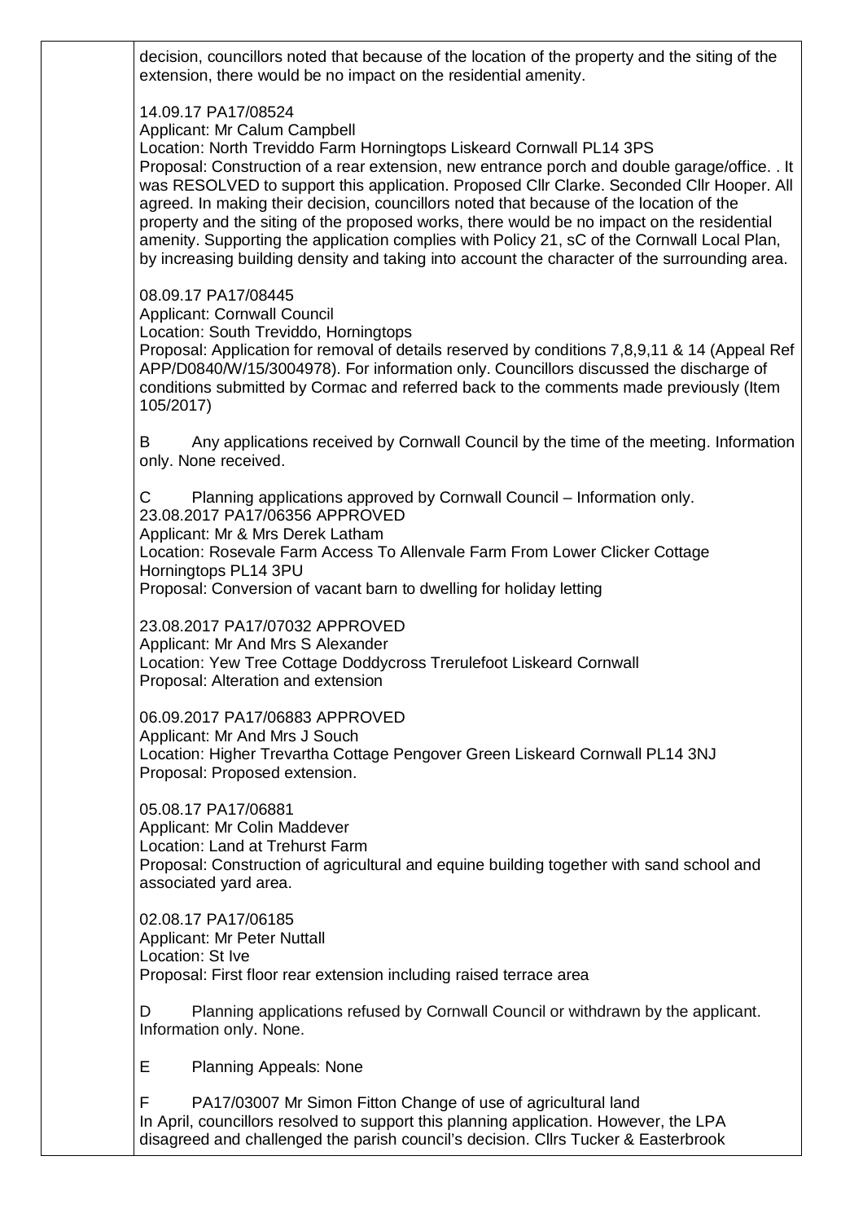decision, councillors noted that because of the location of the property and the siting of the extension, there would be no impact on the residential amenity.

14.09.17 PA17/08524
Applicant: Mr Calum Campbell
Location: North Treviddo Farm Horningtops Liskeard Cornwall PL14 3PS
Proposal: Construction of a rear extension, new entrance porch and double garage/office. . It was RESOLVED to support this application. Proposed Cllr Clarke. Seconded Cllr Hooper. All agreed. In making their decision, councillors noted that because of the location of the property and the siting of the proposed works, there would be no impact on the residential amenity. Supporting the application complies with Policy 21, sC of the Cornwall Local Plan, by increasing building density and taking into account the character of the surrounding area.

08.09.17 PA17/08445
Applicant: Cornwall Council
Location: South Treviddo, Horningtops
Proposal: Application for removal of details reserved by conditions 7,8,9,11 & 14 (Appeal Ref APP/D0840/W/15/3004978). For information only. Councillors discussed the discharge of conditions submitted by Cormac and referred back to the comments made previously (Item 105/2017)

B Any applications received by Cornwall Council by the time of the meeting. Information only. None received.

C Planning applications approved by Cornwall Council – Information only.
23.08.2017 PA17/06356 APPROVED
Applicant: Mr & Mrs Derek Latham
Location: Rosevale Farm Access To Allenvale Farm From Lower Clicker Cottage Horningtops PL14 3PU
Proposal: Conversion of vacant barn to dwelling for holiday letting

23.08.2017 PA17/07032 APPROVED
Applicant: Mr And Mrs S Alexander
Location: Yew Tree Cottage Doddycross Trerulefoot Liskeard Cornwall
Proposal: Alteration and extension

06.09.2017 PA17/06883 APPROVED
Applicant: Mr And Mrs J Souch
Location: Higher Trevartha Cottage Pengover Green Liskeard Cornwall PL14 3NJ
Proposal: Proposed extension.

05.08.17 PA17/06881
Applicant: Mr Colin Maddever
Location: Land at Trehurst Farm
Proposal: Construction of agricultural and equine building together with sand school and associated yard area.

02.08.17 PA17/06185
Applicant: Mr Peter Nuttall
Location: St Ive
Proposal: First floor rear extension including raised terrace area

D Planning applications refused by Cornwall Council or withdrawn by the applicant. Information only. None.

E Planning Appeals: None

F PA17/03007 Mr Simon Fitton Change of use of agricultural land
In April, councillors resolved to support this planning application. However, the LPA disagreed and challenged the parish council's decision. Cllrs Tucker & Easterbrook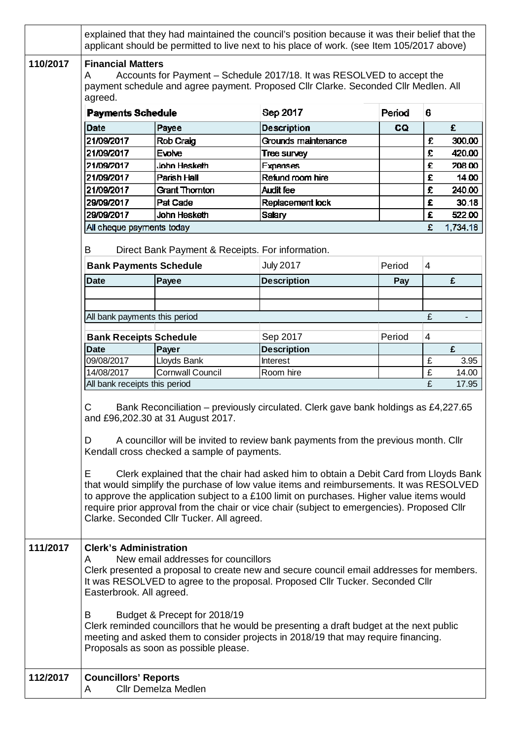| | |
|---|---|
| | explained that they had maintained the council's position because it was their belief that the applicant should be permitted to live next to his place of work. (see Item 105/2017 above) |

**110/2017 Financial Matters**

A Accounts for Payment – Schedule 2017/18. It was RESOLVED to accept the payment schedule and agree payment. Proposed Cllr Clarke. Seconded Cllr Medlen. All agreed.

| **Payments Schedule** | | Sep 2017 | Period | 6 |
|---|---|---|---|---|
| **Date** | **Payee** | **Description** | **CQ** | **£** |
| 21/09/2017 | Rob Craig | Grounds maintenance | | £ 300.00 |
| 21/09/2017 | Evolve | Tree survey | | £ 420.00 |
| 21/09/2017 | John Hesketh | Expenses | | £ 208.00 |
| 21/09/2017 | Parish Hall | Refund room hire | | £ 14.00 |
| 21/09/2017 | Grant Thornton | Audit fee | | £ 240.00 |
| 29/09/2017 | Pat Cade | Replacement lock | | £ 30.18 |
| 29/09/2017 | John Hesketh | Salary | | £ 522.00 |
| All cheque payments today | | | | £ 1,734.18 |

B Direct Bank Payment & Receipts. For information.

| **Bank Payments Schedule** | | July 2017 | Period | 4 |
|---|---|---|---|---|
| **Date** | **Payee** | **Description** | **Pay** | **£** |
| | | | | |
| | | | | |
| All bank payments this period | | | | £ - |

| **Bank Receipts Schedule** | | Sep 2017 | Period | 4 |
|---|---|---|---|---|
| **Date** | **Payer** | **Description** | | **£** |
| 09/08/2017 | Lloyds Bank | Interest | | £ 3.95 |
| 14/08/2017 | Cornwall Council | Room hire | | £ 14.00 |
| All bank receipts this period | | | | £ 17.95 |

C Bank Reconciliation – previously circulated. Clerk gave bank holdings as £4,227.65 and £96,202.30 at 31 August 2017.

D A councillor will be invited to review bank payments from the previous month. Cllr Kendall cross checked a sample of payments.

E Clerk explained that the chair had asked him to obtain a Debit Card from Lloyds Bank that would simplify the purchase of low value items and reimbursements. It was RESOLVED to approve the application subject to a £100 limit on purchases. Higher value items would require prior approval from the chair or vice chair (subject to emergencies). Proposed Cllr Clarke. Seconded Cllr Tucker. All agreed.

**111/2017 Clerk's Administration**

A New email addresses for councillors

Clerk presented a proposal to create new and secure council email addresses for members. It was RESOLVED to agree to the proposal. Proposed Cllr Tucker. Seconded Cllr Easterbrook. All agreed.

B Budget & Precept for 2018/19

Clerk reminded councillors that he would be presenting a draft budget at the next public meeting and asked them to consider projects in 2018/19 that may require financing. Proposals as soon as possible please.

**112/2017 Councillors' Reports**

A Cllr Demelza Medlen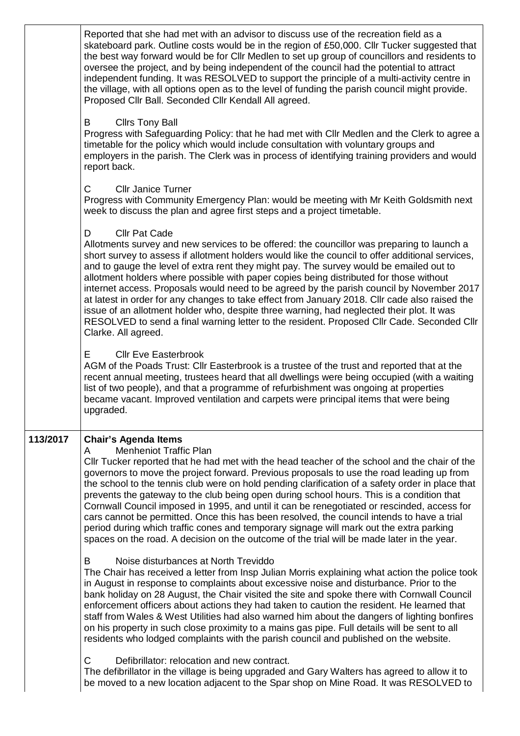| | |
|---|---|
| | Reported that she had met with an advisor to discuss use of the recreation field as a skateboard park. Outline costs would be in the region of £50,000. Cllr Tucker suggested that the best way forward would be for Cllr Medlen to set up group of councillors and residents to oversee the project, and by being independent of the council had the potential to attract independent funding. It was RESOLVED to support the principle of a multi-activity centre in the village, with all options open as to the level of funding the parish council might provide. Proposed Cllr Ball. Seconded Cllr Kendall All agreed.<br><br>B Cllrs Tony Ball<br>Progress with Safeguarding Policy: that he had met with Cllr Medlen and the Clerk to agree a timetable for the policy which would include consultation with voluntary groups and employers in the parish. The Clerk was in process of identifying training providers and would report back.<br><br>C Cllr Janice Turner<br>Progress with Community Emergency Plan: would be meeting with Mr Keith Goldsmith next week to discuss the plan and agree first steps and a project timetable.<br><br>D Cllr Pat Cade<br>Allotments survey and new services to be offered: the councillor was preparing to launch a short survey to assess if allotment holders would like the council to offer additional services, and to gauge the level of extra rent they might pay. The survey would be emailed out to allotment holders where possible with paper copies being distributed for those without internet access. Proposals would need to be agreed by the parish council by November 2017 at latest in order for any changes to take effect from January 2018. Cllr cade also raised the issue of an allotment holder who, despite three warning, had neglected their plot. It was RESOLVED to send a final warning letter to the resident. Proposed Cllr Cade. Seconded Cllr Clarke. All agreed.<br><br>E Cllr Eve Easterbrook<br>AGM of the Poads Trust: Cllr Easterbrook is a trustee of the trust and reported that at the recent annual meeting, trustees heard that all dwellings were being occupied (with a waiting list of two people), and that a programme of refurbishment was ongoing at properties became vacant. Improved ventilation and carpets were principal items that were being upgraded. |
| **113/2017** | **Chair's Agenda Items**<br>A Menheniot Traffic Plan<br>Cllr Tucker reported that he had met with the head teacher of the school and the chair of the governors to move the project forward. Previous proposals to use the road leading up from the school to the tennis club were on hold pending clarification of a safety order in place that prevents the gateway to the club being open during school hours. This is a condition that Cornwall Council imposed in 1995, and until it can be renegotiated or rescinded, access for cars cannot be permitted. Once this has been resolved, the council intends to have a trial period during which traffic cones and temporary signage will mark out the extra parking spaces on the road. A decision on the outcome of the trial will be made later in the year.<br><br>B Noise disturbances at North Treviddo<br>The Chair has received a letter from Insp Julian Morris explaining what action the police took in August in response to complaints about excessive noise and disturbance. Prior to the bank holiday on 28 August, the Chair visited the site and spoke there with Cornwall Council enforcement officers about actions they had taken to caution the resident. He learned that staff from Wales & West Utilities had also warned him about the dangers of lighting bonfires on his property in such close proximity to a mains gas pipe. Full details will be sent to all residents who lodged complaints with the parish council and published on the website.<br><br>C Defibrillator: relocation and new contract.<br>The defibrillator in the village is being upgraded and Gary Walters has agreed to allow it to be moved to a new location adjacent to the Spar shop on Mine Road. It was RESOLVED to |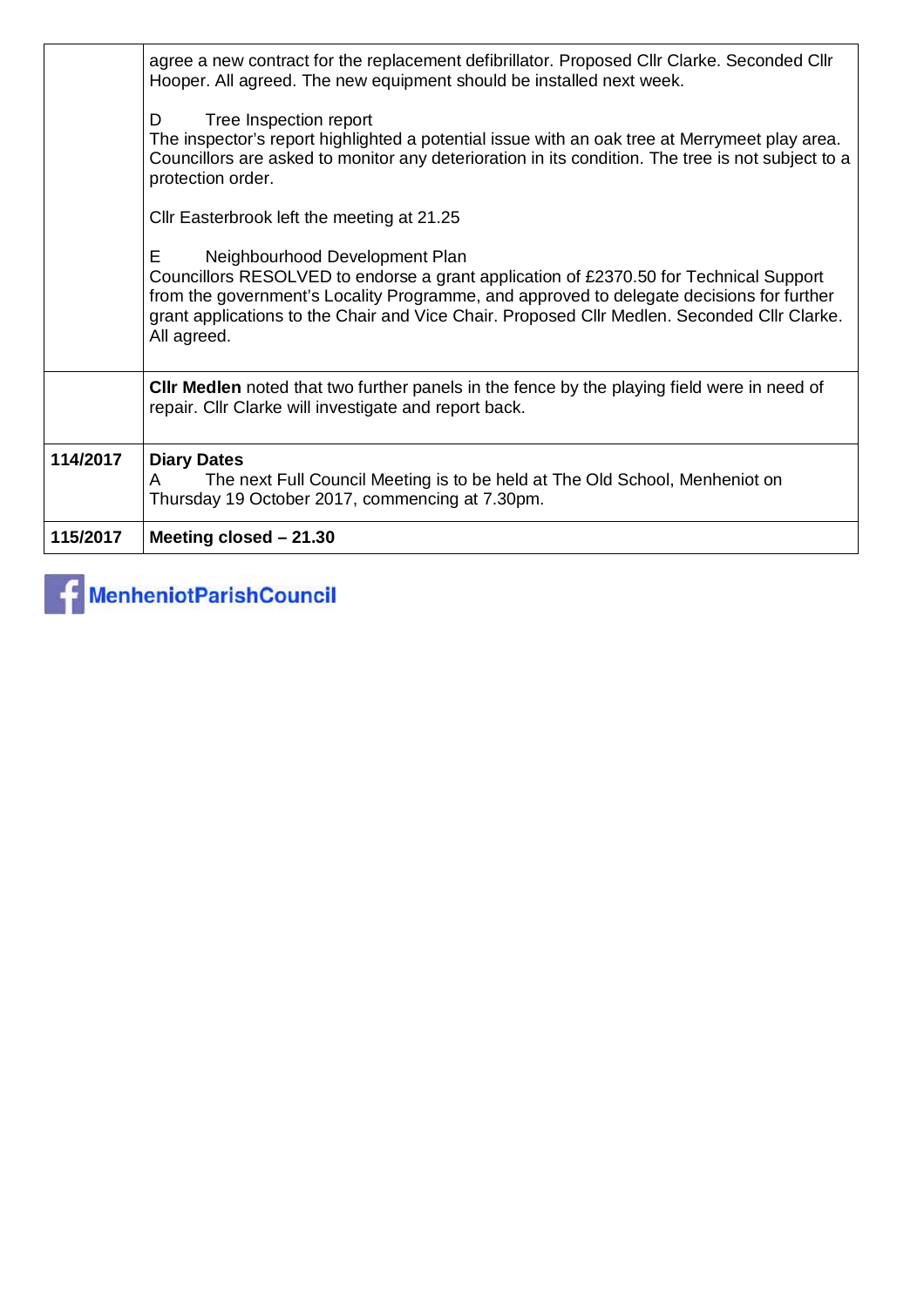| | |
|---|---|
| | agree a new contract for the replacement defibrillator. Proposed Cllr Clarke. Seconded Cllr Hooper. All agreed. The new equipment should be installed next week.<br><br>D Tree Inspection report<br>The inspector's report highlighted a potential issue with an oak tree at Merrymeet play area. Councillors are asked to monitor any deterioration in its condition. The tree is not subject to a protection order.<br><br>Cllr Easterbrook left the meeting at 21.25<br><br>E Neighbourhood Development Plan<br>Councillors RESOLVED to endorse a grant application of £2370.50 for Technical Support from the government's Locality Programme, and approved to delegate decisions for further grant applications to the Chair and Vice Chair. Proposed Cllr Medlen. Seconded Cllr Clarke. All agreed. |
| | **Cllr Medlen** noted that two further panels in the fence by the playing field were in need of repair. Cllr Clarke will investigate and report back. |
| **114/2017** | **Diary Dates**<br>A The next Full Council Meeting is to be held at The Old School, Menheniot on Thursday 19 October 2017, commencing at 7.30pm. |
| **115/2017** | **Meeting closed – 21.30** |

MenheniotParishCouncil